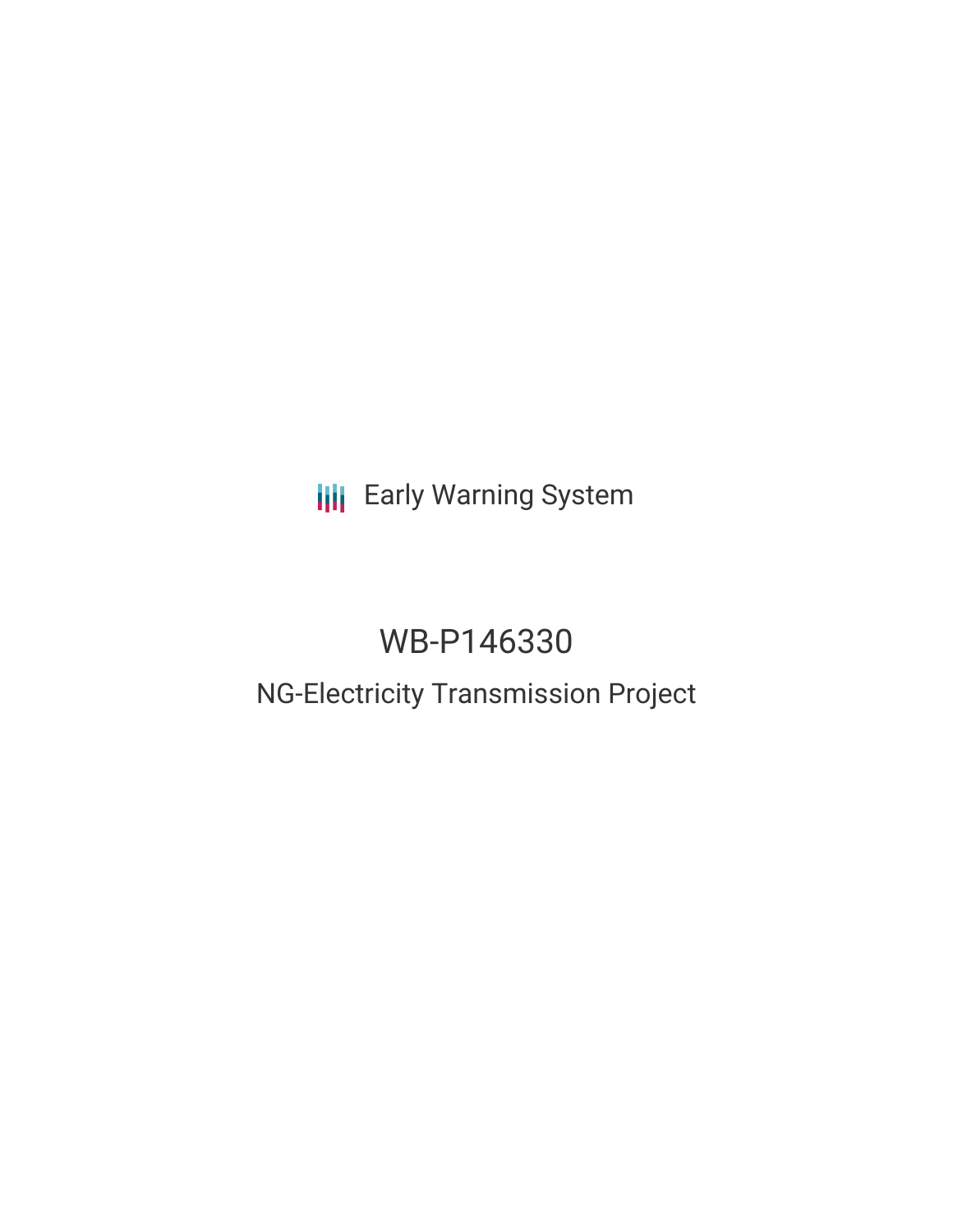Early Warning System

# WB-P146330

## NG-Electricity Transmission Project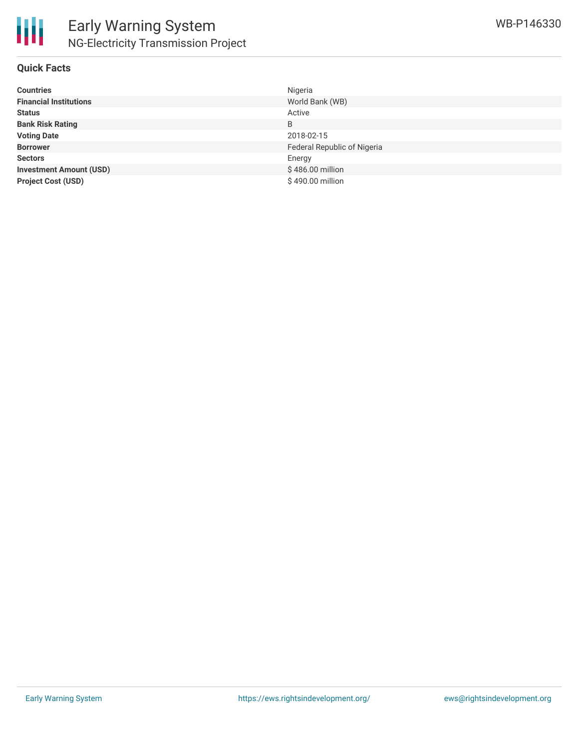## Quick Facts

| | |
|---|---|
| **Countries** | Nigeria |
| **Financial Institutions** | World Bank (WB) |
| **Status** | Active |
| **Bank Risk Rating** | B |
| **Voting Date** | 2018-02-15 |
| **Borrower** | Federal Republic of Nigeria |
| **Sectors** | Energy |
| **Investment Amount (USD)** | $ 486.00 million |
| **Project Cost (USD)** | $ 490.00 million |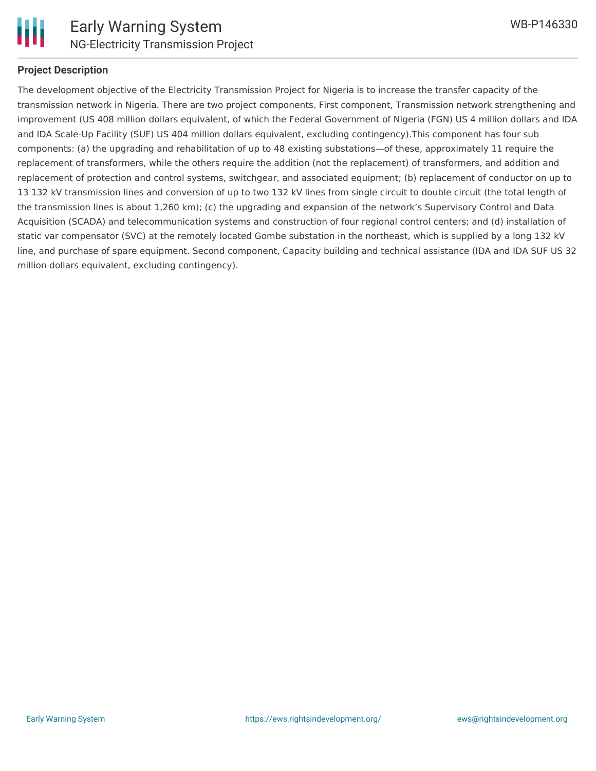## Project Description

The development objective of the Electricity Transmission Project for Nigeria is to increase the transfer capacity of the transmission network in Nigeria. There are two project components. First component, Transmission network strengthening and improvement (US 408 million dollars equivalent, of which the Federal Government of Nigeria (FGN) US 4 million dollars and IDA and IDA Scale-Up Facility (SUF) US 404 million dollars equivalent, excluding contingency).This component has four sub components: (a) the upgrading and rehabilitation of up to 48 existing substations—of these, approximately 11 require the replacement of transformers, while the others require the addition (not the replacement) of transformers, and addition and replacement of protection and control systems, switchgear, and associated equipment; (b) replacement of conductor on up to 13 132 kV transmission lines and conversion of up to two 132 kV lines from single circuit to double circuit (the total length of the transmission lines is about 1,260 km); (c) the upgrading and expansion of the network's Supervisory Control and Data Acquisition (SCADA) and telecommunication systems and construction of four regional control centers; and (d) installation of static var compensator (SVC) at the remotely located Gombe substation in the northeast, which is supplied by a long 132 kV line, and purchase of spare equipment. Second component, Capacity building and technical assistance (IDA and IDA SUF US 32 million dollars equivalent, excluding contingency).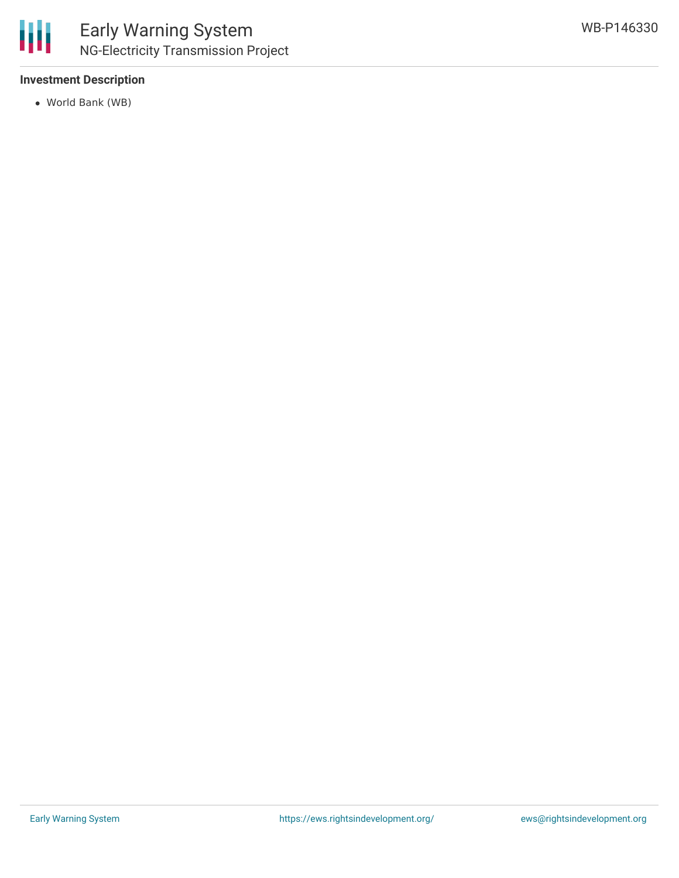### Investment Description

- World Bank (WB)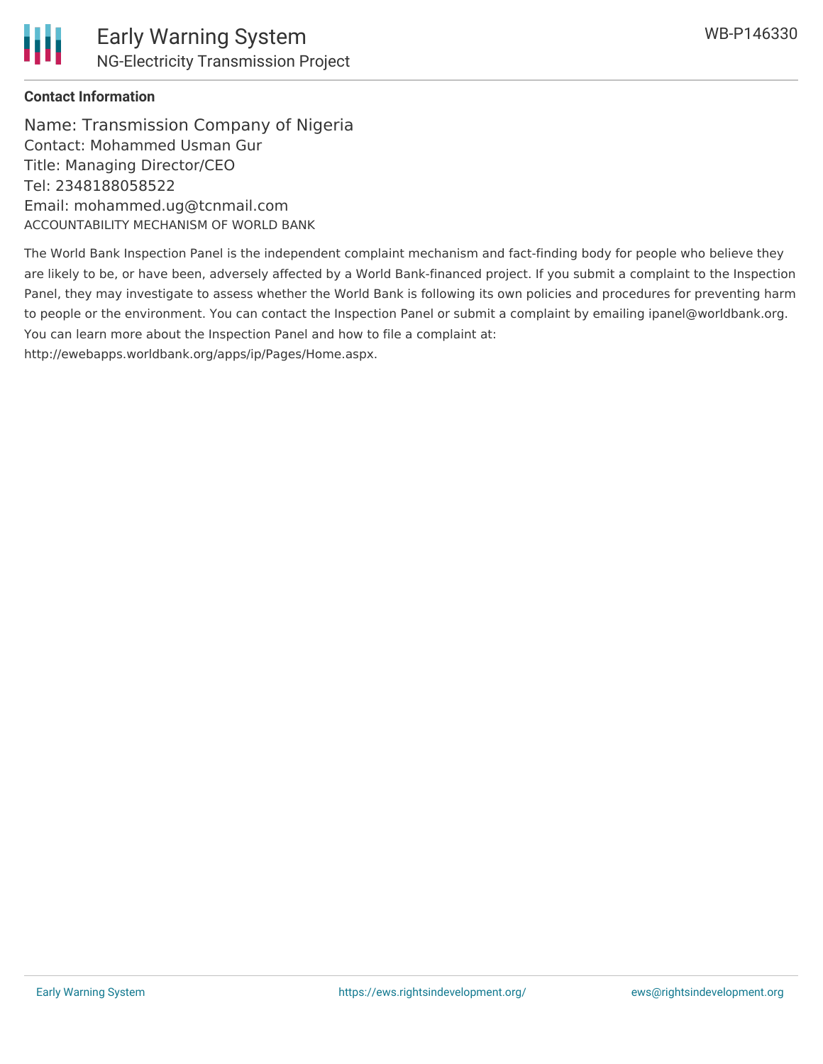**Contact Information**

Name: Transmission Company of Nigeria
Contact: Mohammed Usman Gur
Title: Managing Director/CEO
Tel: 2348188058522
Email: mohammed.ug@tcnmail.com

ACCOUNTABILITY MECHANISM OF WORLD BANK

The World Bank Inspection Panel is the independent complaint mechanism and fact-finding body for people who believe they are likely to be, or have been, adversely affected by a World Bank-financed project. If you submit a complaint to the Inspection Panel, they may investigate to assess whether the World Bank is following its own policies and procedures for preventing harm to people or the environment. You can contact the Inspection Panel or submit a complaint by emailing ipanel@worldbank.org. You can learn more about the Inspection Panel and how to file a complaint at: http://ewebapps.worldbank.org/apps/ip/Pages/Home.aspx.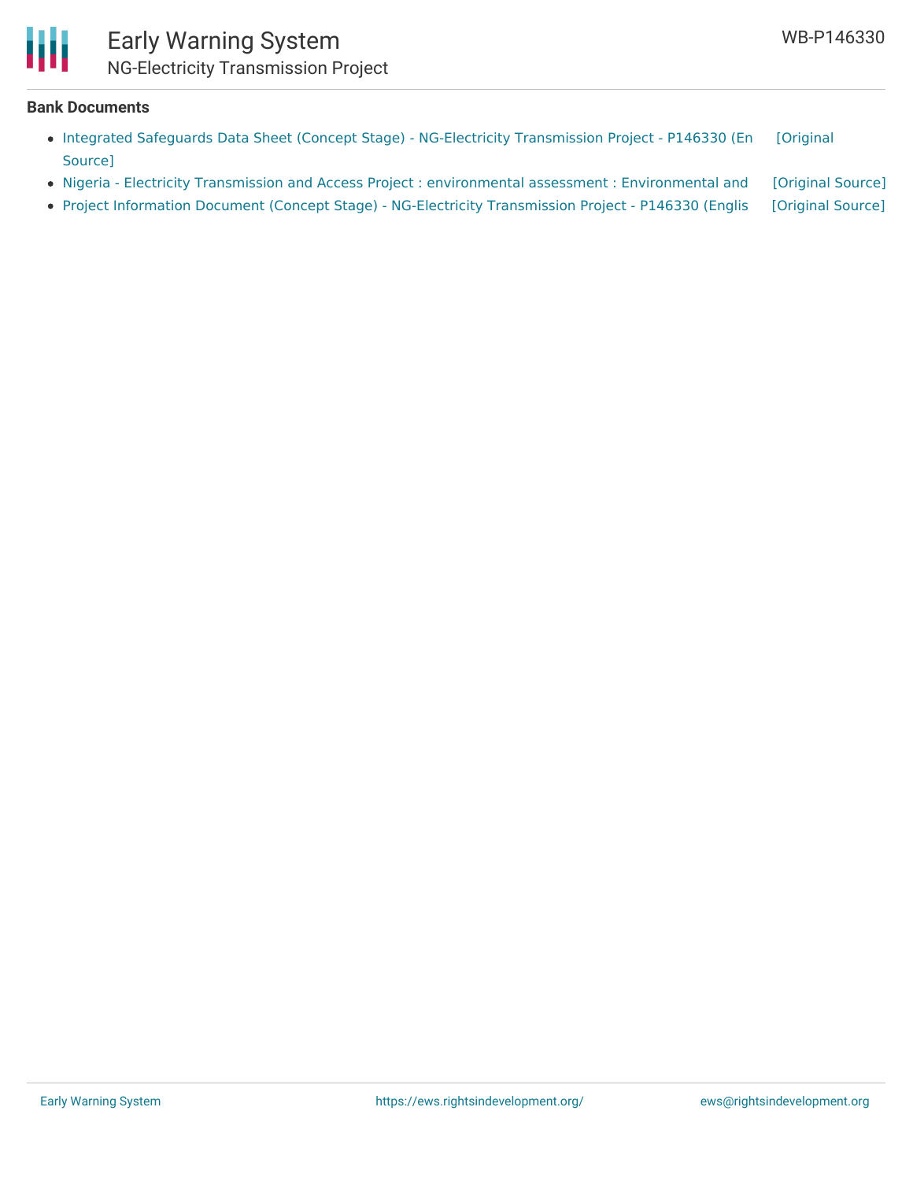**Bank Documents**

- Integrated Safeguards Data Sheet (Concept Stage) - NG-Electricity Transmission Project - P146330 (En [Original Source]
- Nigeria - Electricity Transmission and Access Project : environmental assessment : Environmental and [Original Source]
- Project Information Document (Concept Stage) - NG-Electricity Transmission Project - P146330 (Englis [Original Source]